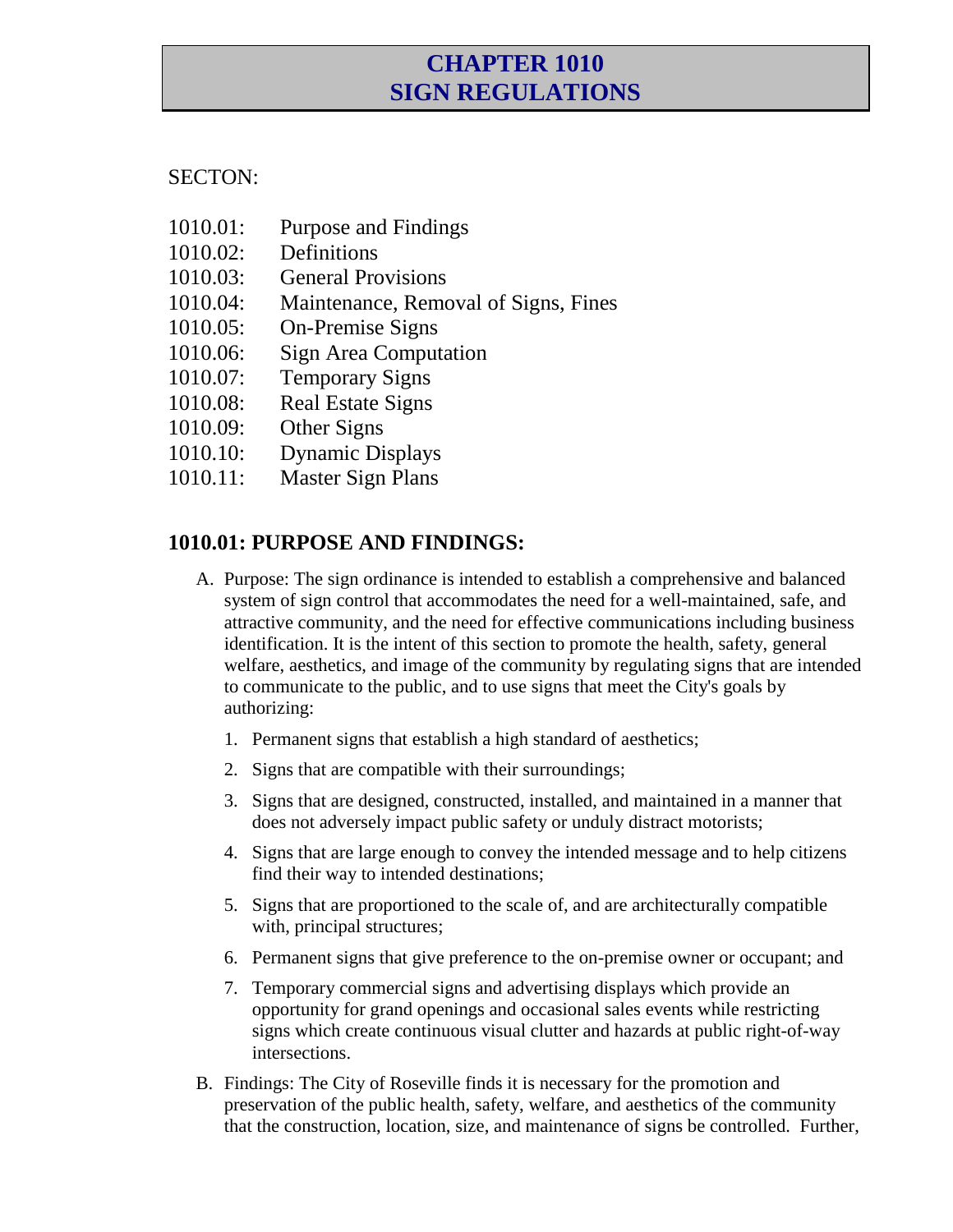# CHAPTER 1010
# SIGN REGULATIONS

SECTON:

1010.01: Purpose and Findings
1010.02: Definitions
1010.03: General Provisions
1010.04: Maintenance, Removal of Signs, Fines
1010.05: On-Premise Signs
1010.06: Sign Area Computation
1010.07: Temporary Signs
1010.08: Real Estate Signs
1010.09: Other Signs
1010.10: Dynamic Displays
1010.11: Master Sign Plans

## 1010.01: PURPOSE AND FINDINGS:

A. Purpose: The sign ordinance is intended to establish a comprehensive and balanced system of sign control that accommodates the need for a well-maintained, safe, and attractive community, and the need for effective communications including business identification. It is the intent of this section to promote the health, safety, general welfare, aesthetics, and image of the community by regulating signs that are intended to communicate to the public, and to use signs that meet the City's goals by authorizing:

   1. Permanent signs that establish a high standard of aesthetics;

   2. Signs that are compatible with their surroundings;

   3. Signs that are designed, constructed, installed, and maintained in a manner that does not adversely impact public safety or unduly distract motorists;

   4. Signs that are large enough to convey the intended message and to help citizens find their way to intended destinations;

   5. Signs that are proportioned to the scale of, and are architecturally compatible with, principal structures;

   6. Permanent signs that give preference to the on-premise owner or occupant; and

   7. Temporary commercial signs and advertising displays which provide an opportunity for grand openings and occasional sales events while restricting signs which create continuous visual clutter and hazards at public right-of-way intersections.

B. Findings: The City of Roseville finds it is necessary for the promotion and preservation of the public health, safety, welfare, and aesthetics of the community that the construction, location, size, and maintenance of signs be controlled. Further,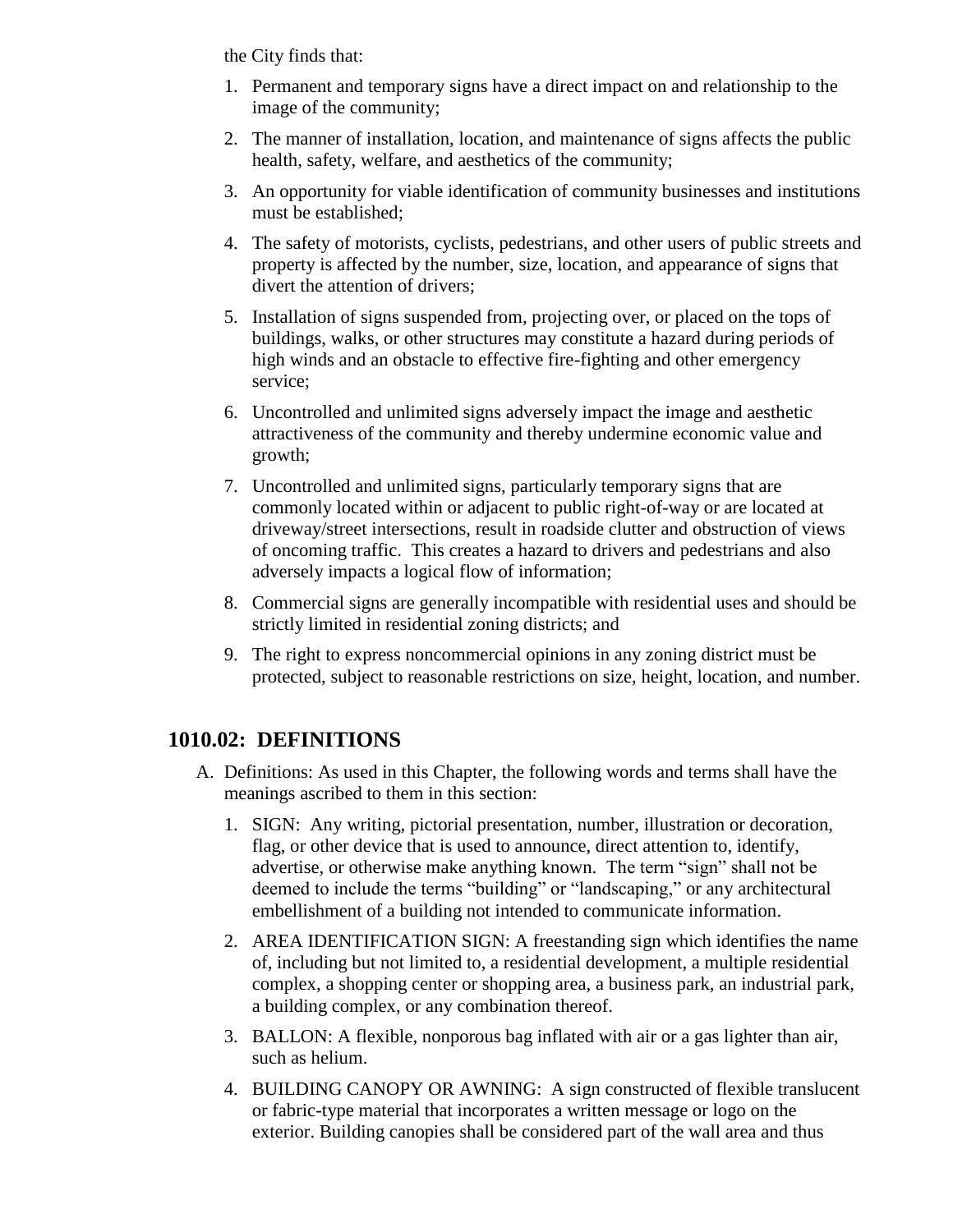the City finds that:

1. Permanent and temporary signs have a direct impact on and relationship to the image of the community;
2. The manner of installation, location, and maintenance of signs affects the public health, safety, welfare, and aesthetics of the community;
3. An opportunity for viable identification of community businesses and institutions must be established;
4. The safety of motorists, cyclists, pedestrians, and other users of public streets and property is affected by the number, size, location, and appearance of signs that divert the attention of drivers;
5. Installation of signs suspended from, projecting over, or placed on the tops of buildings, walks, or other structures may constitute a hazard during periods of high winds and an obstacle to effective fire-fighting and other emergency service;
6. Uncontrolled and unlimited signs adversely impact the image and aesthetic attractiveness of the community and thereby undermine economic value and growth;
7. Uncontrolled and unlimited signs, particularly temporary signs that are commonly located within or adjacent to public right-of-way or are located at driveway/street intersections, result in roadside clutter and obstruction of views of oncoming traffic. This creates a hazard to drivers and pedestrians and also adversely impacts a logical flow of information;
8. Commercial signs are generally incompatible with residential uses and should be strictly limited in residential zoning districts; and
9. The right to express noncommercial opinions in any zoning district must be protected, subject to reasonable restrictions on size, height, location, and number.

## 1010.02: DEFINITIONS

A. Definitions: As used in this Chapter, the following words and terms shall have the meanings ascribed to them in this section:

   1. SIGN: Any writing, pictorial presentation, number, illustration or decoration, flag, or other device that is used to announce, direct attention to, identify, advertise, or otherwise make anything known. The term "sign" shall not be deemed to include the terms "building" or "landscaping," or any architectural embellishment of a building not intended to communicate information.
   2. AREA IDENTIFICATION SIGN: A freestanding sign which identifies the name of, including but not limited to, a residential development, a multiple residential complex, a shopping center or shopping area, a business park, an industrial park, a building complex, or any combination thereof.
   3. BALLON: A flexible, nonporous bag inflated with air or a gas lighter than air, such as helium.
   4. BUILDING CANOPY OR AWNING: A sign constructed of flexible translucent or fabric-type material that incorporates a written message or logo on the exterior. Building canopies shall be considered part of the wall area and thus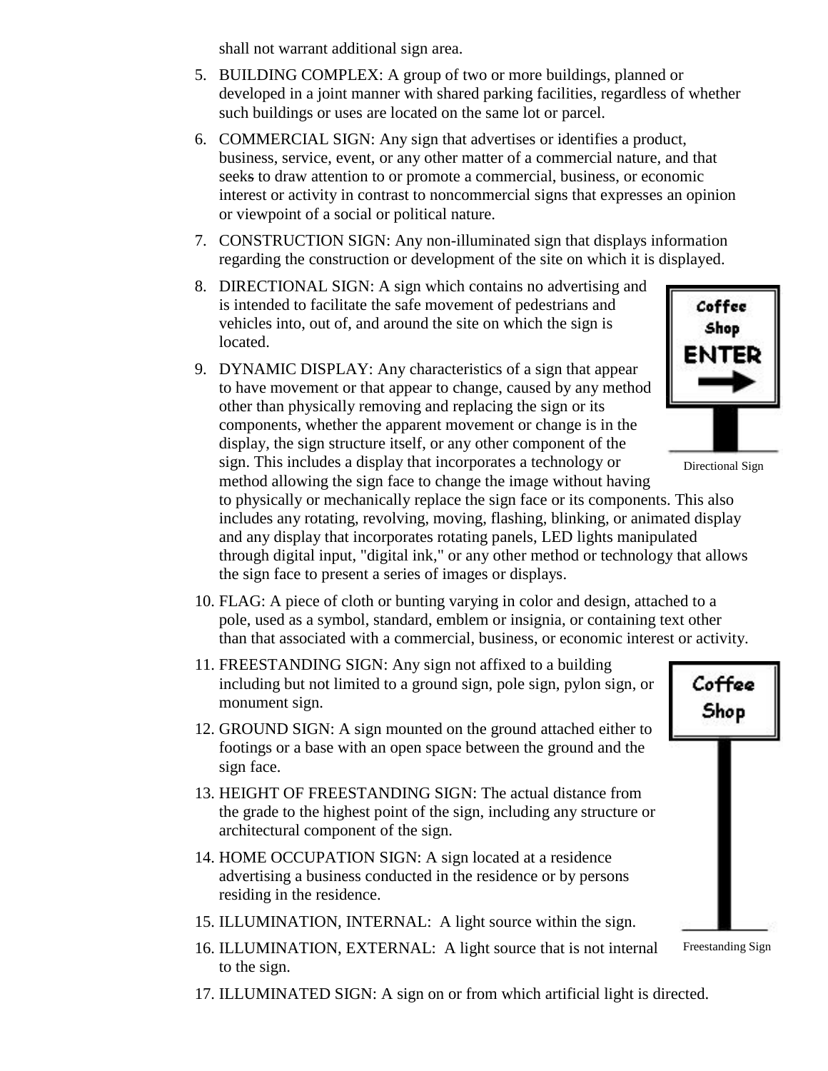shall not warrant additional sign area.

5. BUILDING COMPLEX: A group of two or more buildings, planned or developed in a joint manner with shared parking facilities, regardless of whether such buildings or uses are located on the same lot or parcel.
6. COMMERCIAL SIGN: Any sign that advertises or identifies a product, business, service, event, or any other matter of a commercial nature, and that seeks to draw attention to or promote a commercial, business, or economic interest or activity in contrast to noncommercial signs that expresses an opinion or viewpoint of a social or political nature.
7. CONSTRUCTION SIGN: Any non-illuminated sign that displays information regarding the construction or development of the site on which it is displayed.
8. DIRECTIONAL SIGN: A sign which contains no advertising and is intended to facilitate the safe movement of pedestrians and vehicles into, out of, and around the site on which the sign is located.
9. DYNAMIC DISPLAY: Any characteristics of a sign that appear to have movement or that appear to change, caused by any method other than physically removing and replacing the sign or its components, whether the apparent movement or change is in the display, the sign structure itself, or any other component of the sign. This includes a display that incorporates a technology or method allowing the sign face to change the image without having to physically or mechanically replace the sign face or its components. This also includes any rotating, revolving, moving, flashing, blinking, or animated display and any display that incorporates rotating panels, LED lights manipulated through digital input, "digital ink," or any other method or technology that allows the sign face to present a series of images or displays.

Directional Sign

10. FLAG: A piece of cloth or bunting varying in color and design, attached to a pole, used as a symbol, standard, emblem or insignia, or containing text other than that associated with a commercial, business, or economic interest or activity.
11. FREESTANDING SIGN: Any sign not affixed to a building including but not limited to a ground sign, pole sign, pylon sign, or monument sign.
12. GROUND SIGN: A sign mounted on the ground attached either to footings or a base with an open space between the ground and the sign face.
13. HEIGHT OF FREESTANDING SIGN: The actual distance from the grade to the highest point of the sign, including any structure or architectural component of the sign.
14. HOME OCCUPATION SIGN: A sign located at a residence advertising a business conducted in the residence or by persons residing in the residence.
15. ILLUMINATION, INTERNAL: A light source within the sign.
16. ILLUMINATION, EXTERNAL: A light source that is not internal to the sign.
17. ILLUMINATED SIGN: A sign on or from which artificial light is directed.

Freestanding Sign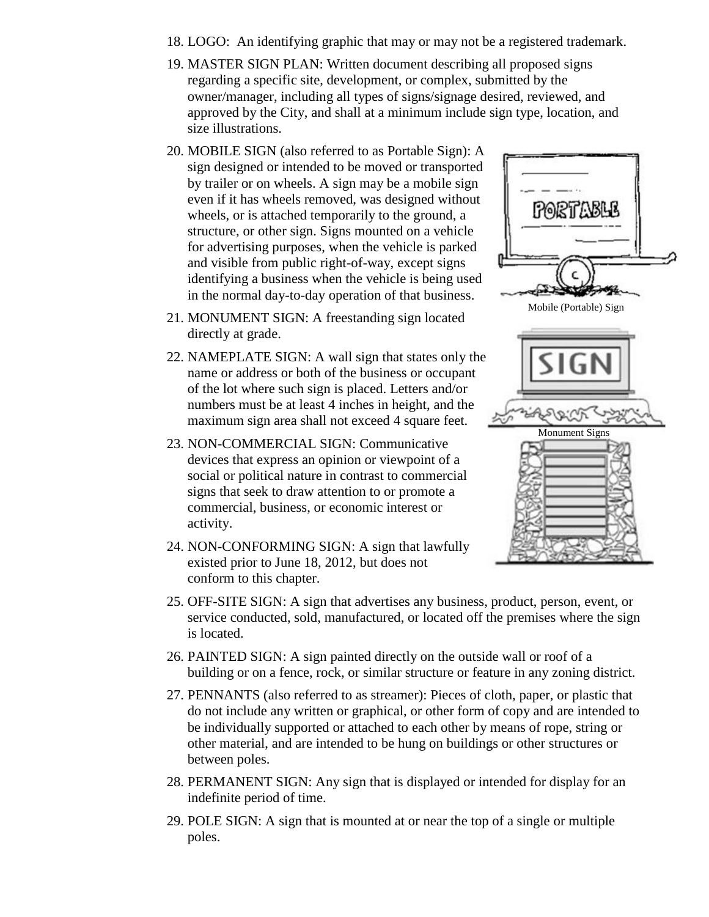18. LOGO: An identifying graphic that may or may not be a registered trademark.

19. MASTER SIGN PLAN: Written document describing all proposed signs regarding a specific site, development, or complex, submitted by the owner/manager, including all types of signs/signage desired, reviewed, and approved by the City, and shall at a minimum include sign type, location, and size illustrations.

20. MOBILE SIGN (also referred to as Portable Sign): A sign designed or intended to be moved or transported by trailer or on wheels. A sign may be a mobile sign even if it has wheels removed, was designed without wheels, or is attached temporarily to the ground, a structure, or other sign. Signs mounted on a vehicle for advertising purposes, when the vehicle is parked and visible from public right-of-way, except signs identifying a business when the vehicle is being used in the normal day-to-day operation of that business.

Mobile (Portable) Sign

21. MONUMENT SIGN: A freestanding sign located directly at grade.

22. NAMEPLATE SIGN: A wall sign that states only the name or address or both of the business or occupant of the lot where such sign is placed. Letters and/or numbers must be at least 4 inches in height, and the maximum sign area shall not exceed 4 square feet.

Monument Signs

23. NON-COMMERCIAL SIGN: Communicative devices that express an opinion or viewpoint of a social or political nature in contrast to commercial signs that seek to draw attention to or promote a commercial, business, or economic interest or activity.

24. NON-CONFORMING SIGN: A sign that lawfully existed prior to June 18, 2012, but does not conform to this chapter.

25. OFF-SITE SIGN: A sign that advertises any business, product, person, event, or service conducted, sold, manufactured, or located off the premises where the sign is located.

26. PAINTED SIGN: A sign painted directly on the outside wall or roof of a building or on a fence, rock, or similar structure or feature in any zoning district.

27. PENNANTS (also referred to as streamer): Pieces of cloth, paper, or plastic that do not include any written or graphical, or other form of copy and are intended to be individually supported or attached to each other by means of rope, string or other material, and are intended to be hung on buildings or other structures or between poles.

28. PERMANENT SIGN: Any sign that is displayed or intended for display for an indefinite period of time.

29. POLE SIGN: A sign that is mounted at or near the top of a single or multiple poles.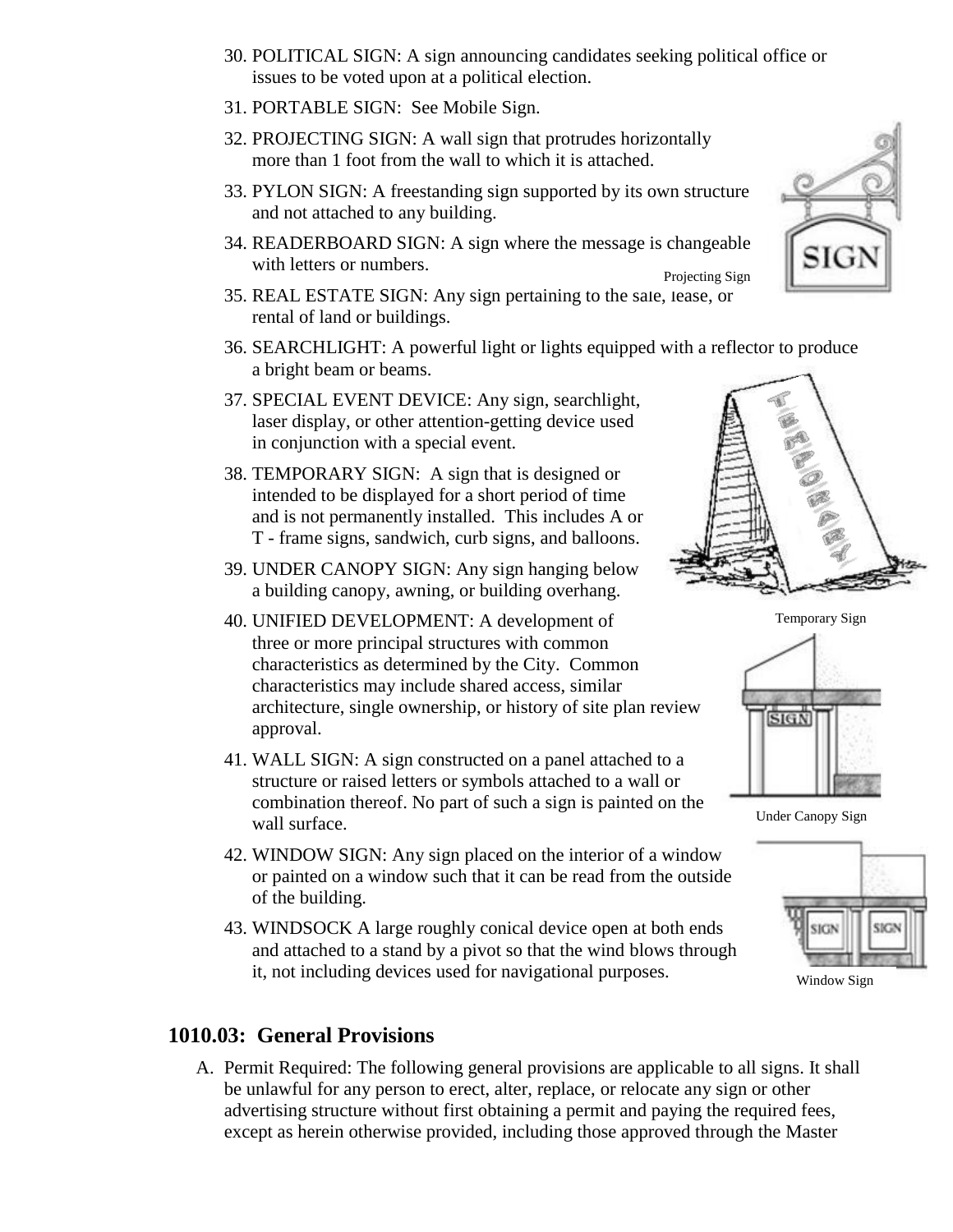30. POLITICAL SIGN: A sign announcing candidates seeking political office or issues to be voted upon at a political election.
31. PORTABLE SIGN: See Mobile Sign.
32. PROJECTING SIGN: A wall sign that protrudes horizontally more than 1 foot from the wall to which it is attached.
33. PYLON SIGN: A freestanding sign supported by its own structure and not attached to any building.
34. READERBOARD SIGN: A sign where the message is changeable with letters or numbers.
35. REAL ESTATE SIGN: Any sign pertaining to the sale, lease, or rental of land or buildings.
36. SEARCHLIGHT: A powerful light or lights equipped with a reflector to produce a bright beam or beams.
37. SPECIAL EVENT DEVICE: Any sign, searchlight, laser display, or other attention-getting device used in conjunction with a special event.
38. TEMPORARY SIGN: A sign that is designed or intended to be displayed for a short period of time and is not permanently installed. This includes A or T - frame signs, sandwich, curb signs, and balloons.
39. UNDER CANOPY SIGN: Any sign hanging below a building canopy, awning, or building overhang.
40. UNIFIED DEVELOPMENT: A development of three or more principal structures with common characteristics as determined by the City. Common characteristics may include shared access, similar architecture, single ownership, or history of site plan review approval.
41. WALL SIGN: A sign constructed on a panel attached to a structure or raised letters or symbols attached to a wall or combination thereof. No part of such a sign is painted on the wall surface.
42. WINDOW SIGN: Any sign placed on the interior of a window or painted on a window such that it can be read from the outside of the building.
43. WINDSOCK A large roughly conical device open at both ends and attached to a stand by a pivot so that the wind blows through it, not including devices used for navigational purposes.

Projecting Sign

Temporary Sign

Under Canopy Sign

Window Sign

## 1010.03: General Provisions

A. Permit Required: The following general provisions are applicable to all signs. It shall be unlawful for any person to erect, alter, replace, or relocate any sign or other advertising structure without first obtaining a permit and paying the required fees, except as herein otherwise provided, including those approved through the Master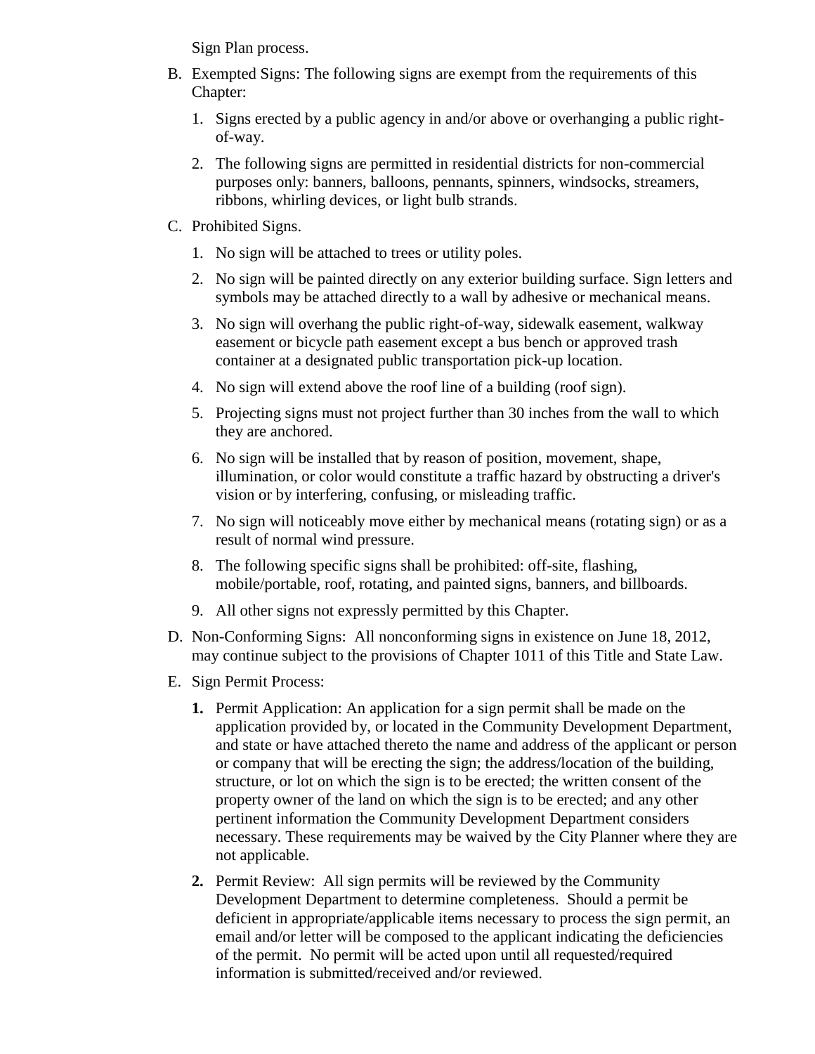Sign Plan process.

B. Exempted Signs: The following signs are exempt from the requirements of this Chapter:

   1. Signs erected by a public agency in and/or above or overhanging a public right-of-way.

   2. The following signs are permitted in residential districts for non-commercial purposes only: banners, balloons, pennants, spinners, windsocks, streamers, ribbons, whirling devices, or light bulb strands.

C. Prohibited Signs.

   1. No sign will be attached to trees or utility poles.

   2. No sign will be painted directly on any exterior building surface. Sign letters and symbols may be attached directly to a wall by adhesive or mechanical means.

   3. No sign will overhang the public right-of-way, sidewalk easement, walkway easement or bicycle path easement except a bus bench or approved trash container at a designated public transportation pick-up location.

   4. No sign will extend above the roof line of a building (roof sign).

   5. Projecting signs must not project further than 30 inches from the wall to which they are anchored.

   6. No sign will be installed that by reason of position, movement, shape, illumination, or color would constitute a traffic hazard by obstructing a driver's vision or by interfering, confusing, or misleading traffic.

   7. No sign will noticeably move either by mechanical means (rotating sign) or as a result of normal wind pressure.

   8. The following specific signs shall be prohibited: off-site, flashing, mobile/portable, roof, rotating, and painted signs, banners, and billboards.

   9. All other signs not expressly permitted by this Chapter.

D. Non-Conforming Signs: All nonconforming signs in existence on June 18, 2012, may continue subject to the provisions of Chapter 1011 of this Title and State Law.

E. Sign Permit Process:

   **1.** Permit Application: An application for a sign permit shall be made on the application provided by, or located in the Community Development Department, and state or have attached thereto the name and address of the applicant or person or company that will be erecting the sign; the address/location of the building, structure, or lot on which the sign is to be erected; the written consent of the property owner of the land on which the sign is to be erected; and any other pertinent information the Community Development Department considers necessary. These requirements may be waived by the City Planner where they are not applicable.

   **2.** Permit Review: All sign permits will be reviewed by the Community Development Department to determine completeness. Should a permit be deficient in appropriate/applicable items necessary to process the sign permit, an email and/or letter will be composed to the applicant indicating the deficiencies of the permit. No permit will be acted upon until all requested/required information is submitted/received and/or reviewed.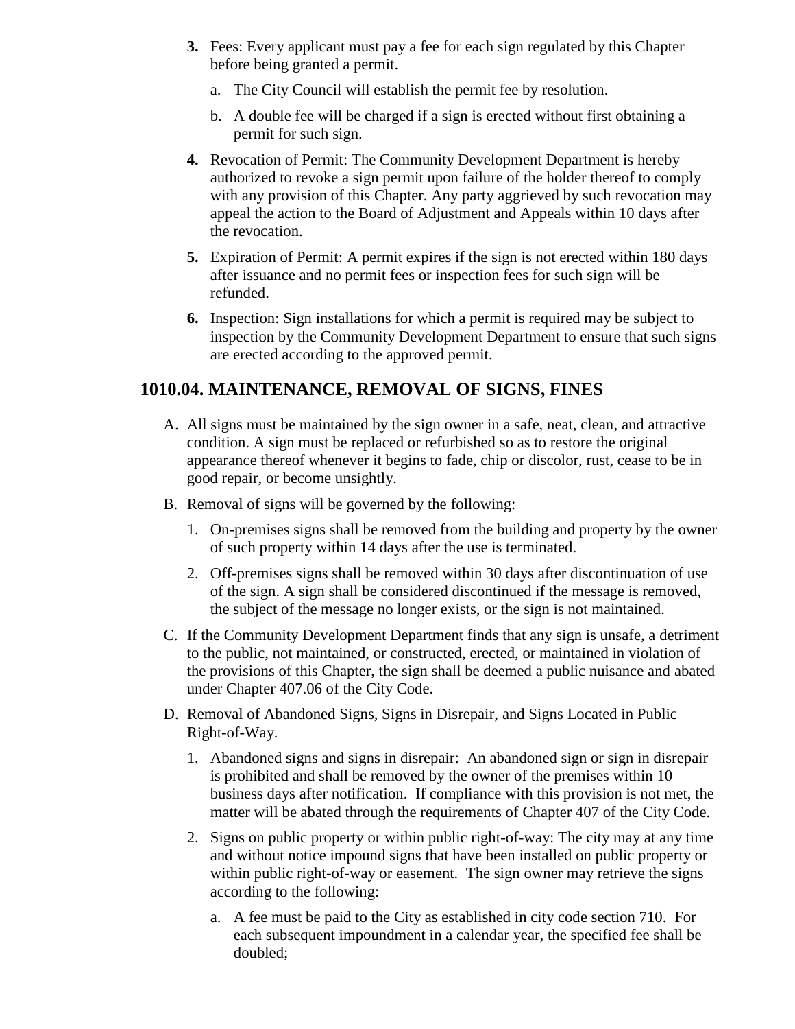3. **Fees**: Every applicant must pay a fee for each sign regulated by this Chapter before being granted a permit.
    a. The City Council will establish the permit fee by resolution.
    b. A double fee will be charged if a sign is erected without first obtaining a permit for such sign.
4. **Revocation of Permit**: The Community Development Department is hereby authorized to revoke a sign permit upon failure of the holder thereof to comply with any provision of this Chapter. Any party aggrieved by such revocation may appeal the action to the Board of Adjustment and Appeals within 10 days after the revocation.
5. **Expiration of Permit**: A permit expires if the sign is not erected within 180 days after issuance and no permit fees or inspection fees for such sign will be refunded.
6. **Inspection**: Sign installations for which a permit is required may be subject to inspection by the Community Development Department to ensure that such signs are erected according to the approved permit.

## 1010.04. MAINTENANCE, REMOVAL OF SIGNS, FINES

A. All signs must be maintained by the sign owner in a safe, neat, clean, and attractive condition. A sign must be replaced or refurbished so as to restore the original appearance thereof whenever it begins to fade, chip or discolor, rust, cease to be in good repair, or become unsightly.

B. Removal of signs will be governed by the following:
    1. On-premises signs shall be removed from the building and property by the owner of such property within 14 days after the use is terminated.
    2. Off-premises signs shall be removed within 30 days after discontinuation of use of the sign. A sign shall be considered discontinued if the message is removed, the subject of the message no longer exists, or the sign is not maintained.

C. If the Community Development Department finds that any sign is unsafe, a detriment to the public, not maintained, or constructed, erected, or maintained in violation of the provisions of this Chapter, the sign shall be deemed a public nuisance and abated under Chapter 407.06 of the City Code.

D. Removal of Abandoned Signs, Signs in Disrepair, and Signs Located in Public Right-of-Way.
    1. Abandoned signs and signs in disrepair: An abandoned sign or sign in disrepair is prohibited and shall be removed by the owner of the premises within 10 business days after notification. If compliance with this provision is not met, the matter will be abated through the requirements of Chapter 407 of the City Code.
    2. Signs on public property or within public right-of-way: The city may at any time and without notice impound signs that have been installed on public property or within public right-of-way or easement. The sign owner may retrieve the signs according to the following:
        a. A fee must be paid to the City as established in city code section 710. For each subsequent impoundment in a calendar year, the specified fee shall be doubled;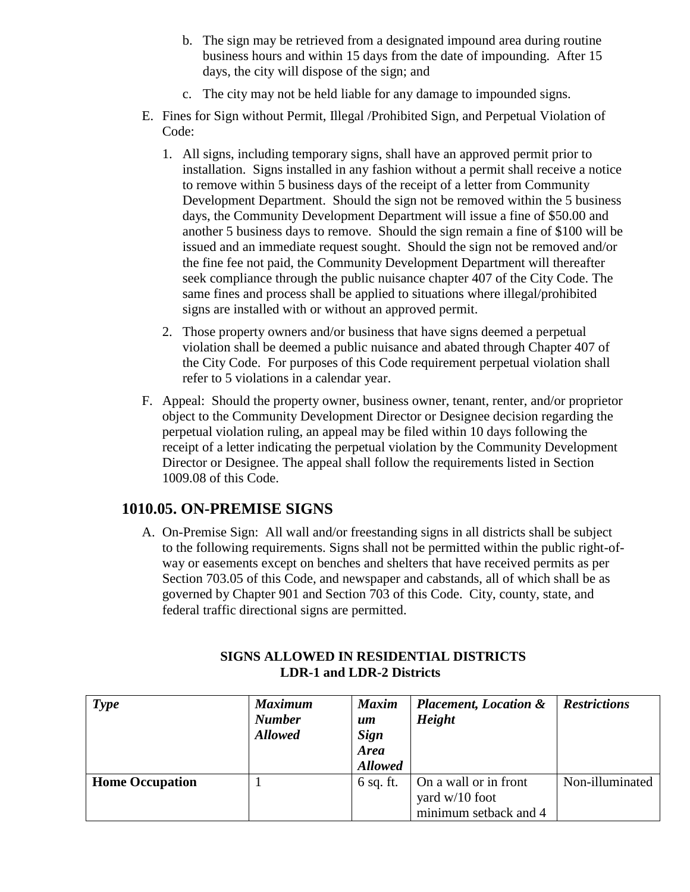b. The sign may be retrieved from a designated impound area during routine business hours and within 15 days from the date of impounding. After 15 days, the city will dispose of the sign; and

c. The city may not be held liable for any damage to impounded signs.

E. Fines for Sign without Permit, Illegal /Prohibited Sign, and Perpetual Violation of Code:

1. All signs, including temporary signs, shall have an approved permit prior to installation. Signs installed in any fashion without a permit shall receive a notice to remove within 5 business days of the receipt of a letter from Community Development Department. Should the sign not be removed within the 5 business days, the Community Development Department will issue a fine of $50.00 and another 5 business days to remove. Should the sign remain a fine of $100 will be issued and an immediate request sought. Should the sign not be removed and/or the fine fee not paid, the Community Development Department will thereafter seek compliance through the public nuisance chapter 407 of the City Code. The same fines and process shall be applied to situations where illegal/prohibited signs are installed with or without an approved permit.

2. Those property owners and/or business that have signs deemed a perpetual violation shall be deemed a public nuisance and abated through Chapter 407 of the City Code. For purposes of this Code requirement perpetual violation shall refer to 5 violations in a calendar year.

F. Appeal: Should the property owner, business owner, tenant, renter, and/or proprietor object to the Community Development Director or Designee decision regarding the perpetual violation ruling, an appeal may be filed within 10 days following the receipt of a letter indicating the perpetual violation by the Community Development Director or Designee. The appeal shall follow the requirements listed in Section 1009.08 of this Code.

## 1010.05. ON-PREMISE SIGNS

A. On-Premise Sign: All wall and/or freestanding signs in all districts shall be subject to the following requirements. Signs shall not be permitted within the public right-of-way or easements except on benches and shelters that have received permits as per Section 703.05 of this Code, and newspaper and cabstands, all of which shall be as governed by Chapter 901 and Section 703 of this Code. City, county, state, and federal traffic directional signs are permitted.

**SIGNS ALLOWED IN RESIDENTIAL DISTRICTS**
**LDR-1 and LDR-2 Districts**

| *Type* | *Maximum Number Allowed* | *Maximum Sign Area Allowed* | *Placement, Location & Height* | *Restrictions* |
|---|---|---|---|---|
| **Home Occupation** | 1 | 6 sq. ft. | On a wall or in front yard w/10 foot minimum setback and 4 | Non-illuminated |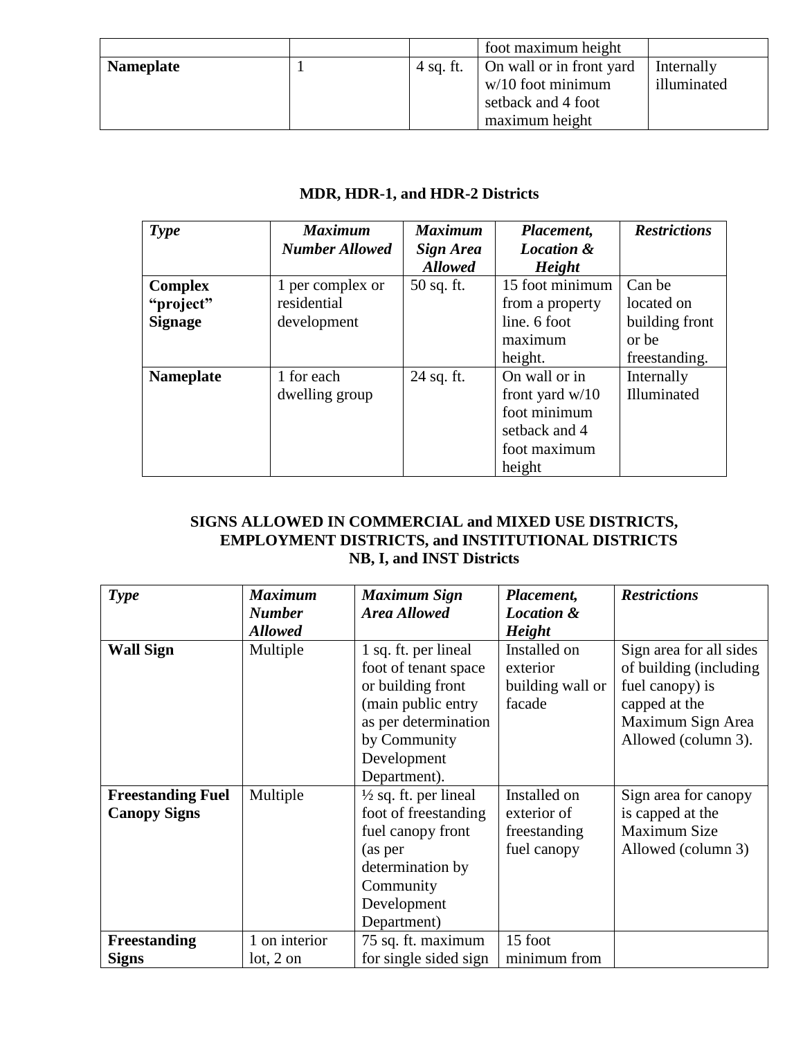| | | | foot maximum height | |
|---|---|---|---|---|
| **Nameplate** | 1 | 4 sq. ft. | On wall or in front yard w/10 foot minimum setback and 4 foot maximum height | Internally illuminated |

### MDR, HDR-1, and HDR-2 Districts

| *Type* | *Maximum Number Allowed* | *Maximum Sign Area Allowed* | *Placement, Location & Height* | *Restrictions* |
|---|---|---|---|---|
| **Complex “project” Signage** | 1 per complex or residential development | 50 sq. ft. | 15 foot minimum from a property line. 6 foot maximum height. | Can be located on building front or be freestanding. |
| **Nameplate** | 1 for each dwelling group | 24 sq. ft. | On wall or in front yard w/10 foot minimum setback and 4 foot maximum height | Internally Illuminated |

### SIGNS ALLOWED IN COMMERCIAL and MIXED USE DISTRICTS, EMPLOYMENT DISTRICTS, and INSTITUTIONAL DISTRICTS NB, I, and INST Districts

| *Type* | *Maximum Number Allowed* | *Maximum Sign Area Allowed* | *Placement, Location & Height* | *Restrictions* |
|---|---|---|---|---|
| **Wall Sign** | Multiple | 1 sq. ft. per lineal foot of tenant space or building front (main public entry as per determination by Community Development Department). | Installed on exterior building wall or facade | Sign area for all sides of building (including fuel canopy) is capped at the Maximum Sign Area Allowed (column 3). |
| **Freestanding Fuel Canopy Signs** | Multiple | ½ sq. ft. per lineal foot of freestanding fuel canopy front (as per determination by Community Development Department) | Installed on exterior of freestanding fuel canopy | Sign area for canopy is capped at the Maximum Size Allowed (column 3) |
| **Freestanding Signs** | 1 on interior lot, 2 on | 75 sq. ft. maximum for single sided sign | 15 foot minimum from | |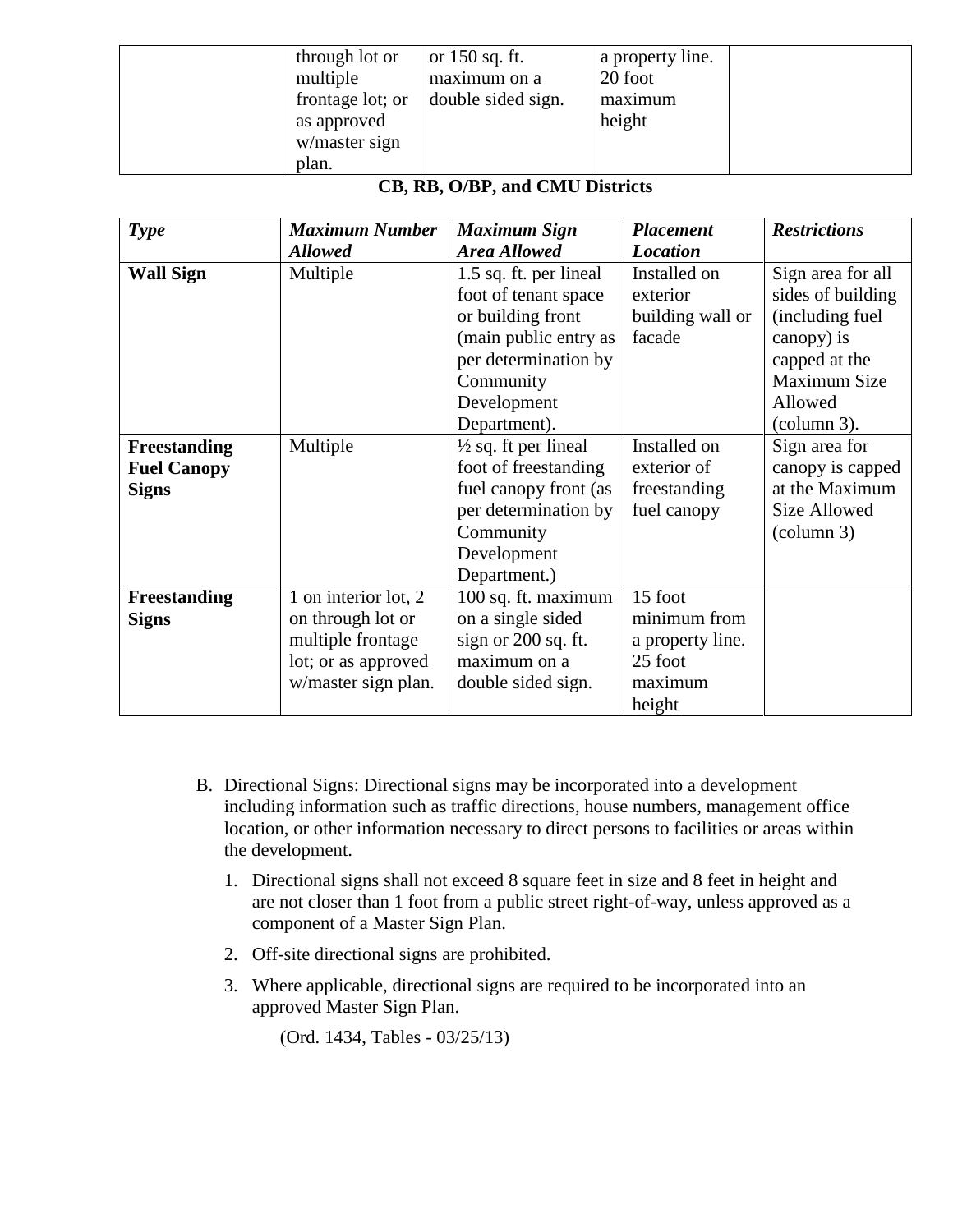| | through lot or multiple frontage lot; or as approved w/master sign plan. | or 150 sq. ft. maximum on a double sided sign. | a property line. 20 foot maximum height | |
|---|---|---|---|---|

**CB, RB, O/BP, and CMU Districts**

| ***Type*** | ***Maximum Number Allowed*** | ***Maximum Sign Area Allowed*** | ***Placement Location*** | ***Restrictions*** |
|---|---|---|---|---|
| **Wall Sign** | Multiple | 1.5 sq. ft. per lineal foot of tenant space or building front (main public entry as per determination by Community Development Department). | Installed on exterior building wall or facade | Sign area for all sides of building (including fuel canopy) is capped at the Maximum Size Allowed (column 3). |
| **Freestanding Fuel Canopy Signs** | Multiple | ½ sq. ft per lineal foot of freestanding fuel canopy front (as per determination by Community Development Department.) | Installed on exterior of freestanding fuel canopy | Sign area for canopy is capped at the Maximum Size Allowed (column 3) |
| **Freestanding Signs** | 1 on interior lot, 2 on through lot or multiple frontage lot; or as approved w/master sign plan. | 100 sq. ft. maximum on a single sided sign or 200 sq. ft. maximum on a double sided sign. | 15 foot minimum from a property line. 25 foot maximum height | |

B. Directional Signs: Directional signs may be incorporated into a development including information such as traffic directions, house numbers, management office location, or other information necessary to direct persons to facilities or areas within the development.

1. Directional signs shall not exceed 8 square feet in size and 8 feet in height and are not closer than 1 foot from a public street right-of-way, unless approved as a component of a Master Sign Plan.
2. Off-site directional signs are prohibited.
3. Where applicable, directional signs are required to be incorporated into an approved Master Sign Plan.

(Ord. 1434, Tables - 03/25/13)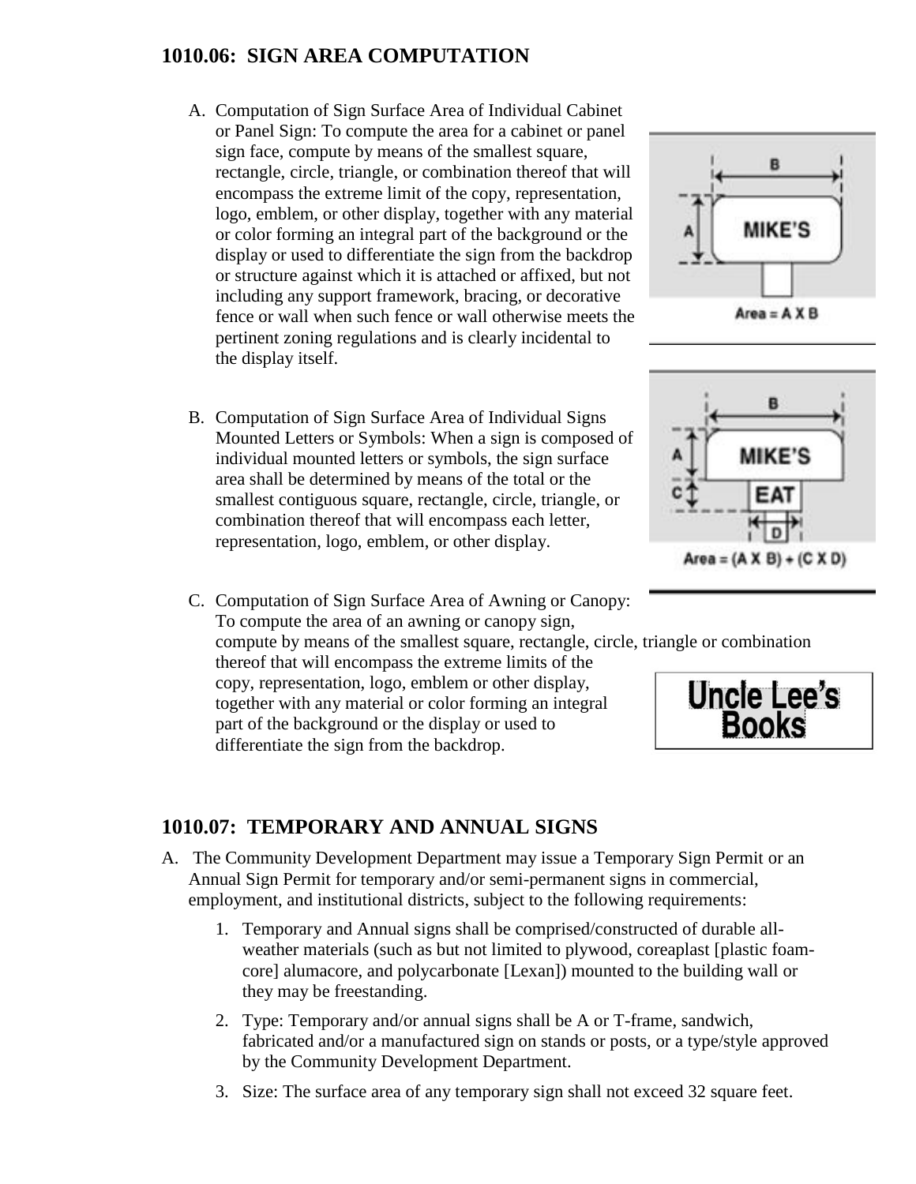## 1010.06: SIGN AREA COMPUTATION

A. Computation of Sign Surface Area of Individual Cabinet or Panel Sign: To compute the area for a cabinet or panel sign face, compute by means of the smallest square, rectangle, circle, triangle, or combination thereof that will encompass the extreme limit of the copy, representation, logo, emblem, or other display, together with any material or color forming an integral part of the background or the display or used to differentiate the sign from the backdrop or structure against which it is attached or affixed, but not including any support framework, bracing, or decorative fence or wall when such fence or wall otherwise meets the pertinent zoning regulations and is clearly incidental to the display itself.

Area = A X B

B. Computation of Sign Surface Area of Individual Signs Mounted Letters or Symbols: When a sign is composed of individual mounted letters or symbols, the sign surface area shall be determined by means of the total or the smallest contiguous square, rectangle, circle, triangle, or combination thereof that will encompass each letter, representation, logo, emblem, or other display.

Area = (A X B) + (C X D)

C. Computation of Sign Surface Area of Awning or Canopy: To compute the area of an awning or canopy sign, compute by means of the smallest square, rectangle, circle, triangle or combination thereof that will encompass the extreme limits of the copy, representation, logo, emblem or other display, together with any material or color forming an integral part of the background or the display or used to differentiate the sign from the backdrop.

## 1010.07: TEMPORARY AND ANNUAL SIGNS

A. The Community Development Department may issue a Temporary Sign Permit or an Annual Sign Permit for temporary and/or semi-permanent signs in commercial, employment, and institutional districts, subject to the following requirements:

1. Temporary and Annual signs shall be comprised/constructed of durable all-weather materials (such as but not limited to plywood, coreaplast [plastic foam-core] alumacore, and polycarbonate [Lexan]) mounted to the building wall or they may be freestanding.
2. Type: Temporary and/or annual signs shall be A or T-frame, sandwich, fabricated and/or a manufactured sign on stands or posts, or a type/style approved by the Community Development Department.
3. Size: The surface area of any temporary sign shall not exceed 32 square feet.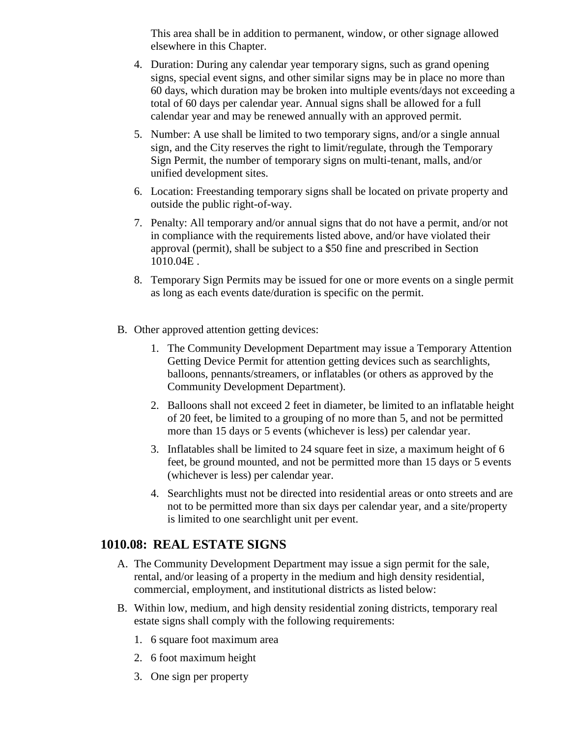This area shall be in addition to permanent, window, or other signage allowed elsewhere in this Chapter.

4. Duration: During any calendar year temporary signs, such as grand opening signs, special event signs, and other similar signs may be in place no more than 60 days, which duration may be broken into multiple events/days not exceeding a total of 60 days per calendar year. Annual signs shall be allowed for a full calendar year and may be renewed annually with an approved permit.
5. Number: A use shall be limited to two temporary signs, and/or a single annual sign, and the City reserves the right to limit/regulate, through the Temporary Sign Permit, the number of temporary signs on multi-tenant, malls, and/or unified development sites.
6. Location: Freestanding temporary signs shall be located on private property and outside the public right-of-way.
7. Penalty: All temporary and/or annual signs that do not have a permit, and/or not in compliance with the requirements listed above, and/or have violated their approval (permit), shall be subject to a $50 fine and prescribed in Section 1010.04E .
8. Temporary Sign Permits may be issued for one or more events on a single permit as long as each events date/duration is specific on the permit.

B. Other approved attention getting devices:

1. The Community Development Department may issue a Temporary Attention Getting Device Permit for attention getting devices such as searchlights, balloons, pennants/streamers, or inflatables (or others as approved by the Community Development Department).
2. Balloons shall not exceed 2 feet in diameter, be limited to an inflatable height of 20 feet, be limited to a grouping of no more than 5, and not be permitted more than 15 days or 5 events (whichever is less) per calendar year.
3. Inflatables shall be limited to 24 square feet in size, a maximum height of 6 feet, be ground mounted, and not be permitted more than 15 days or 5 events (whichever is less) per calendar year.
4. Searchlights must not be directed into residential areas or onto streets and are not to be permitted more than six days per calendar year, and a site/property is limited to one searchlight unit per event.

## 1010.08: REAL ESTATE SIGNS

A. The Community Development Department may issue a sign permit for the sale, rental, and/or leasing of a property in the medium and high density residential, commercial, employment, and institutional districts as listed below:

B. Within low, medium, and high density residential zoning districts, temporary real estate signs shall comply with the following requirements:

1. 6 square foot maximum area
2. 6 foot maximum height
3. One sign per property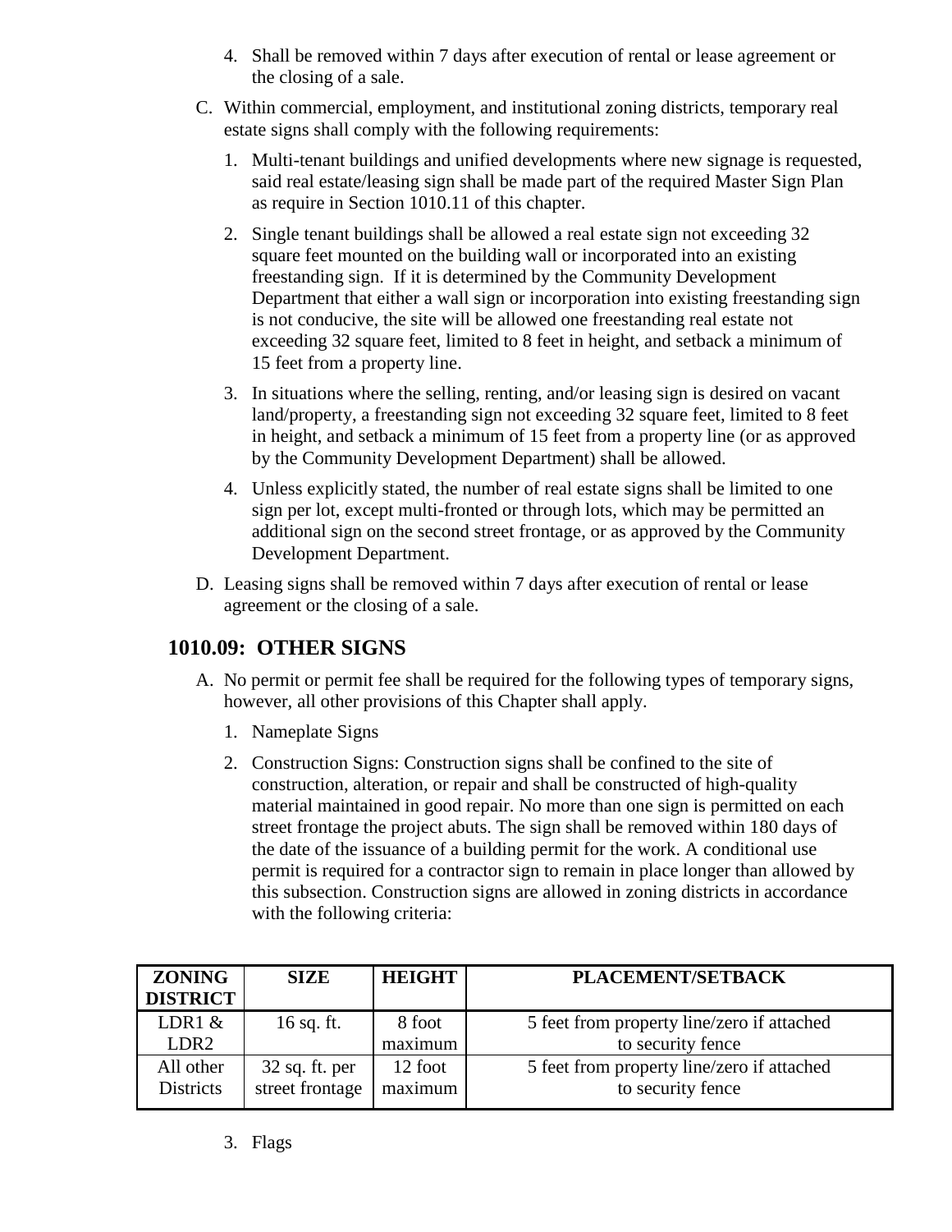4. Shall be removed within 7 days after execution of rental or lease agreement or the closing of a sale.

C. Within commercial, employment, and institutional zoning districts, temporary real estate signs shall comply with the following requirements:

1. Multi-tenant buildings and unified developments where new signage is requested, said real estate/leasing sign shall be made part of the required Master Sign Plan as require in Section 1010.11 of this chapter.

2. Single tenant buildings shall be allowed a real estate sign not exceeding 32 square feet mounted on the building wall or incorporated into an existing freestanding sign. If it is determined by the Community Development Department that either a wall sign or incorporation into existing freestanding sign is not conducive, the site will be allowed one freestanding real estate not exceeding 32 square feet, limited to 8 feet in height, and setback a minimum of 15 feet from a property line.

3. In situations where the selling, renting, and/or leasing sign is desired on vacant land/property, a freestanding sign not exceeding 32 square feet, limited to 8 feet in height, and setback a minimum of 15 feet from a property line (or as approved by the Community Development Department) shall be allowed.

4. Unless explicitly stated, the number of real estate signs shall be limited to one sign per lot, except multi-fronted or through lots, which may be permitted an additional sign on the second street frontage, or as approved by the Community Development Department.

D. Leasing signs shall be removed within 7 days after execution of rental or lease agreement or the closing of a sale.

## 1010.09: OTHER SIGNS

A. No permit or permit fee shall be required for the following types of temporary signs, however, all other provisions of this Chapter shall apply.

1. Nameplate Signs

2. Construction Signs: Construction signs shall be confined to the site of construction, alteration, or repair and shall be constructed of high-quality material maintained in good repair. No more than one sign is permitted on each street frontage the project abuts. The sign shall be removed within 180 days of the date of the issuance of a building permit for the work. A conditional use permit is required for a contractor sign to remain in place longer than allowed by this subsection. Construction signs are allowed in zoning districts in accordance with the following criteria:

| ZONING DISTRICT | SIZE | HEIGHT | PLACEMENT/SETBACK |
|---|---|---|---|
| LDR1 & LDR2 | 16 sq. ft. | 8 foot maximum | 5 feet from property line/zero if attached to security fence |
| All other Districts | 32 sq. ft. per street frontage | 12 foot maximum | 5 feet from property line/zero if attached to security fence |

3. Flags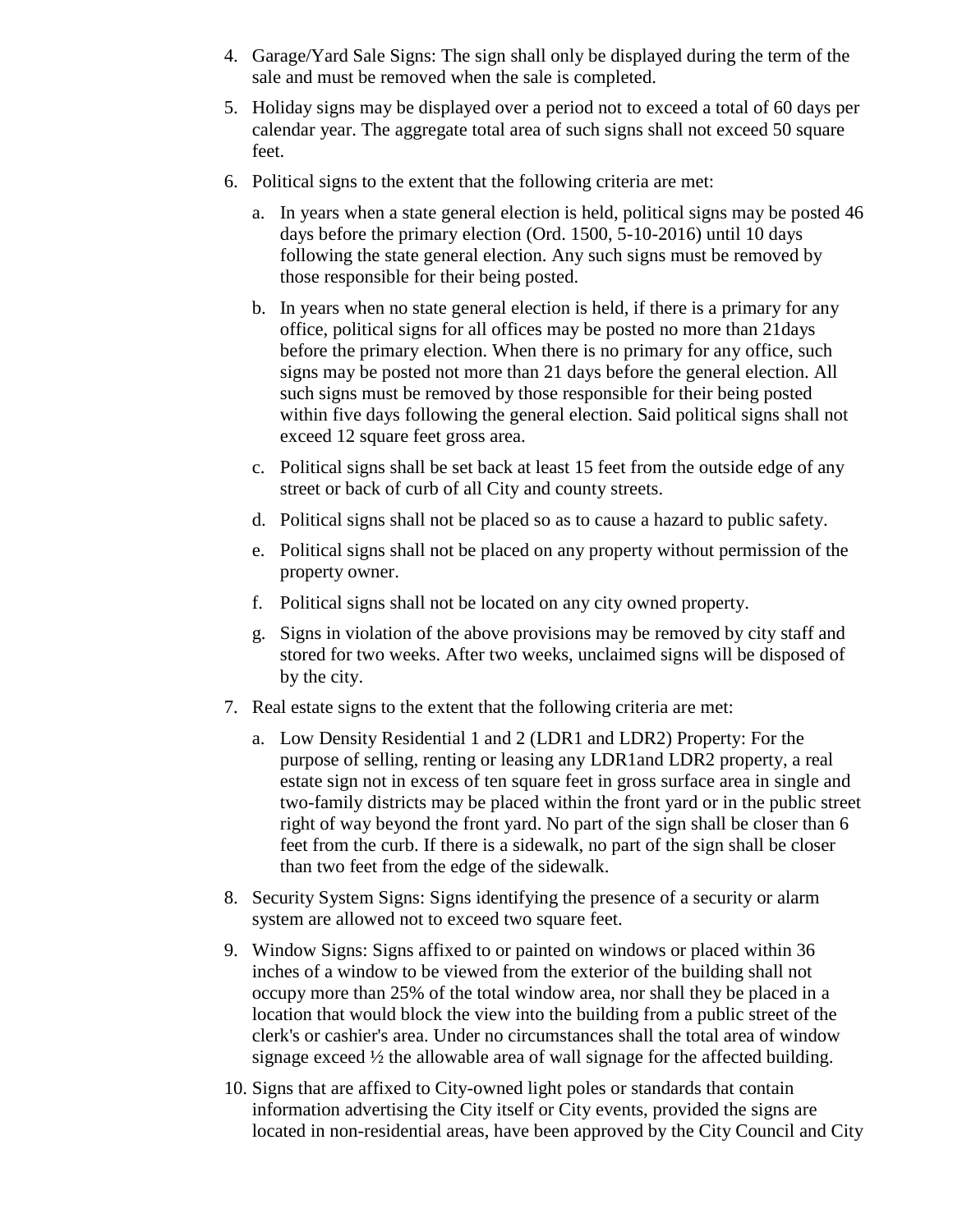4. Garage/Yard Sale Signs: The sign shall only be displayed during the term of the sale and must be removed when the sale is completed.
5. Holiday signs may be displayed over a period not to exceed a total of 60 days per calendar year. The aggregate total area of such signs shall not exceed 50 square feet.
6. Political signs to the extent that the following criteria are met:
   a. In years when a state general election is held, political signs may be posted 46 days before the primary election (Ord. 1500, 5-10-2016) until 10 days following the state general election. Any such signs must be removed by those responsible for their being posted.
   b. In years when no state general election is held, if there is a primary for any office, political signs for all offices may be posted no more than 21days before the primary election. When there is no primary for any office, such signs may be posted not more than 21 days before the general election. All such signs must be removed by those responsible for their being posted within five days following the general election. Said political signs shall not exceed 12 square feet gross area.
   c. Political signs shall be set back at least 15 feet from the outside edge of any street or back of curb of all City and county streets.
   d. Political signs shall not be placed so as to cause a hazard to public safety.
   e. Political signs shall not be placed on any property without permission of the property owner.
   f. Political signs shall not be located on any city owned property.
   g. Signs in violation of the above provisions may be removed by city staff and stored for two weeks. After two weeks, unclaimed signs will be disposed of by the city.
7. Real estate signs to the extent that the following criteria are met:
   a. Low Density Residential 1 and 2 (LDR1 and LDR2) Property: For the purpose of selling, renting or leasing any LDR1and LDR2 property, a real estate sign not in excess of ten square feet in gross surface area in single and two-family districts may be placed within the front yard or in the public street right of way beyond the front yard. No part of the sign shall be closer than 6 feet from the curb. If there is a sidewalk, no part of the sign shall be closer than two feet from the edge of the sidewalk.
8. Security System Signs: Signs identifying the presence of a security or alarm system are allowed not to exceed two square feet.
9. Window Signs: Signs affixed to or painted on windows or placed within 36 inches of a window to be viewed from the exterior of the building shall not occupy more than 25% of the total window area, nor shall they be placed in a location that would block the view into the building from a public street of the clerk's or cashier's area. Under no circumstances shall the total area of window signage exceed ½ the allowable area of wall signage for the affected building.
10. Signs that are affixed to City-owned light poles or standards that contain information advertising the City itself or City events, provided the signs are located in non-residential areas, have been approved by the City Council and City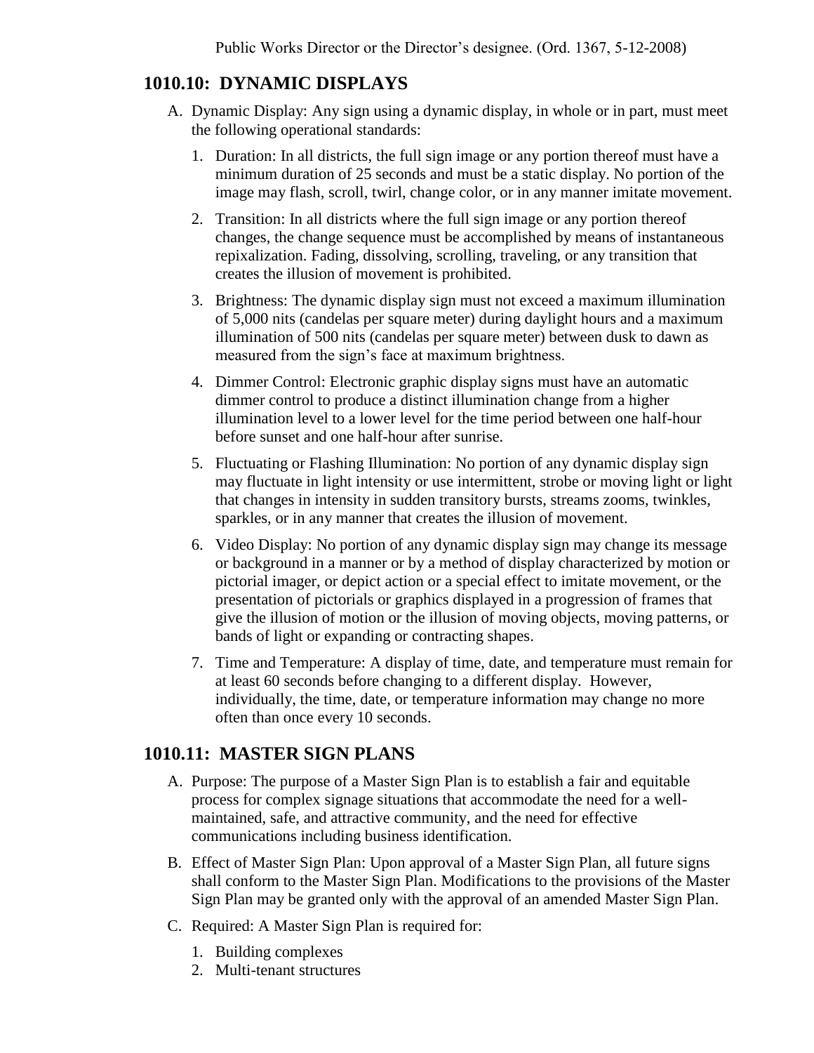Public Works Director or the Director's designee. (Ord. 1367, 5-12-2008)

## 1010.10: DYNAMIC DISPLAYS

A. Dynamic Display: Any sign using a dynamic display, in whole or in part, must meet the following operational standards:

   1. Duration: In all districts, the full sign image or any portion thereof must have a minimum duration of 25 seconds and must be a static display. No portion of the image may flash, scroll, twirl, change color, or in any manner imitate movement.

   2. Transition: In all districts where the full sign image or any portion thereof changes, the change sequence must be accomplished by means of instantaneous repixalization. Fading, dissolving, scrolling, traveling, or any transition that creates the illusion of movement is prohibited.

   3. Brightness: The dynamic display sign must not exceed a maximum illumination of 5,000 nits (candelas per square meter) during daylight hours and a maximum illumination of 500 nits (candelas per square meter) between dusk to dawn as measured from the sign's face at maximum brightness.

   4. Dimmer Control: Electronic graphic display signs must have an automatic dimmer control to produce a distinct illumination change from a higher illumination level to a lower level for the time period between one half-hour before sunset and one half-hour after sunrise.

   5. Fluctuating or Flashing Illumination: No portion of any dynamic display sign may fluctuate in light intensity or use intermittent, strobe or moving light or light that changes in intensity in sudden transitory bursts, streams zooms, twinkles, sparkles, or in any manner that creates the illusion of movement.

   6. Video Display: No portion of any dynamic display sign may change its message or background in a manner or by a method of display characterized by motion or pictorial imager, or depict action or a special effect to imitate movement, or the presentation of pictorials or graphics displayed in a progression of frames that give the illusion of motion or the illusion of moving objects, moving patterns, or bands of light or expanding or contracting shapes.

   7. Time and Temperature: A display of time, date, and temperature must remain for at least 60 seconds before changing to a different display. However, individually, the time, date, or temperature information may change no more often than once every 10 seconds.

## 1010.11: MASTER SIGN PLANS

A. Purpose: The purpose of a Master Sign Plan is to establish a fair and equitable process for complex signage situations that accommodate the need for a well-maintained, safe, and attractive community, and the need for effective communications including business identification.

B. Effect of Master Sign Plan: Upon approval of a Master Sign Plan, all future signs shall conform to the Master Sign Plan. Modifications to the provisions of the Master Sign Plan may be granted only with the approval of an amended Master Sign Plan.

C. Required: A Master Sign Plan is required for:

   1. Building complexes
   2. Multi-tenant structures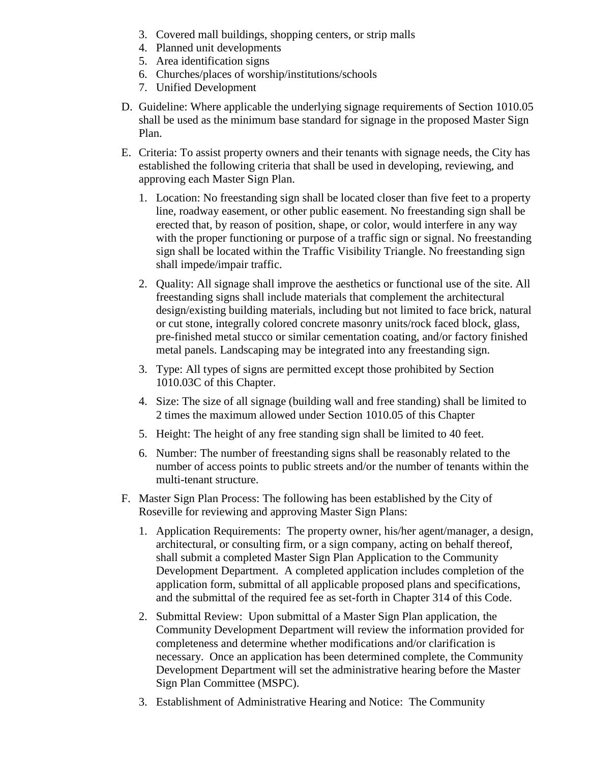3. Covered mall buildings, shopping centers, or strip malls
4. Planned unit developments
5. Area identification signs
6. Churches/places of worship/institutions/schools
7. Unified Development

D. Guideline: Where applicable the underlying signage requirements of Section 1010.05 shall be used as the minimum base standard for signage in the proposed Master Sign Plan.

E. Criteria: To assist property owners and their tenants with signage needs, the City has established the following criteria that shall be used in developing, reviewing, and approving each Master Sign Plan.

1. Location: No freestanding sign shall be located closer than five feet to a property line, roadway easement, or other public easement. No freestanding sign shall be erected that, by reason of position, shape, or color, would interfere in any way with the proper functioning or purpose of a traffic sign or signal. No freestanding sign shall be located within the Traffic Visibility Triangle. No freestanding sign shall impede/impair traffic.

2. Quality: All signage shall improve the aesthetics or functional use of the site. All freestanding signs shall include materials that complement the architectural design/existing building materials, including but not limited to face brick, natural or cut stone, integrally colored concrete masonry units/rock faced block, glass, pre-finished metal stucco or similar cementation coating, and/or factory finished metal panels. Landscaping may be integrated into any freestanding sign.

3. Type: All types of signs are permitted except those prohibited by Section 1010.03C of this Chapter.

4. Size: The size of all signage (building wall and free standing) shall be limited to 2 times the maximum allowed under Section 1010.05 of this Chapter

5. Height: The height of any free standing sign shall be limited to 40 feet.

6. Number: The number of freestanding signs shall be reasonably related to the number of access points to public streets and/or the number of tenants within the multi-tenant structure.

F. Master Sign Plan Process: The following has been established by the City of Roseville for reviewing and approving Master Sign Plans:

1. Application Requirements: The property owner, his/her agent/manager, a design, architectural, or consulting firm, or a sign company, acting on behalf thereof, shall submit a completed Master Sign Plan Application to the Community Development Department. A completed application includes completion of the application form, submittal of all applicable proposed plans and specifications, and the submittal of the required fee as set-forth in Chapter 314 of this Code.

2. Submittal Review: Upon submittal of a Master Sign Plan application, the Community Development Department will review the information provided for completeness and determine whether modifications and/or clarification is necessary. Once an application has been determined complete, the Community Development Department will set the administrative hearing before the Master Sign Plan Committee (MSPC).

3. Establishment of Administrative Hearing and Notice: The Community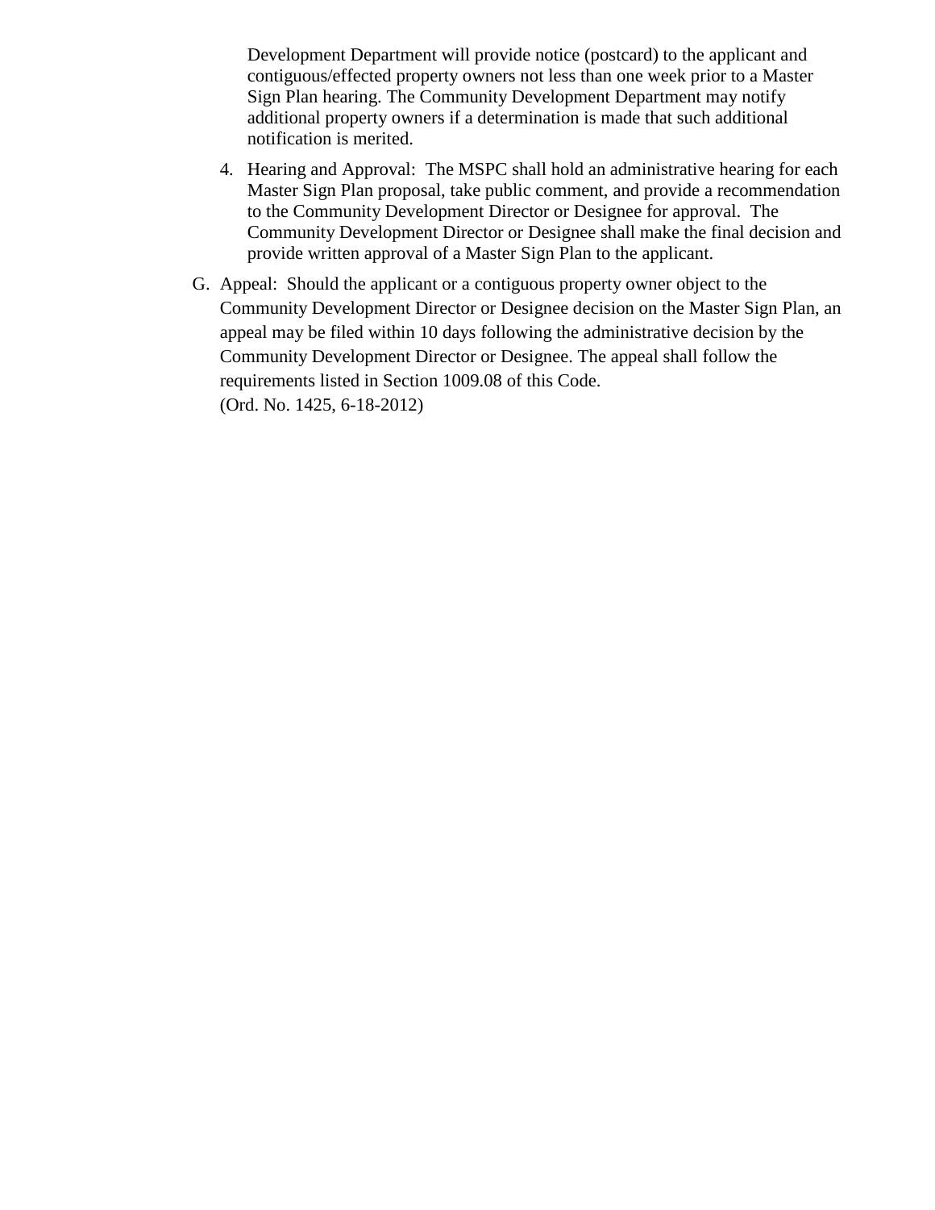Development Department will provide notice (postcard) to the applicant and contiguous/effected property owners not less than one week prior to a Master Sign Plan hearing. The Community Development Department may notify additional property owners if a determination is made that such additional notification is merited.

4. Hearing and Approval: The MSPC shall hold an administrative hearing for each Master Sign Plan proposal, take public comment, and provide a recommendation to the Community Development Director or Designee for approval. The Community Development Director or Designee shall make the final decision and provide written approval of a Master Sign Plan to the applicant.

G. Appeal: Should the applicant or a contiguous property owner object to the Community Development Director or Designee decision on the Master Sign Plan, an appeal may be filed within 10 days following the administrative decision by the Community Development Director or Designee. The appeal shall follow the requirements listed in Section 1009.08 of this Code.
(Ord. No. 1425, 6-18-2012)